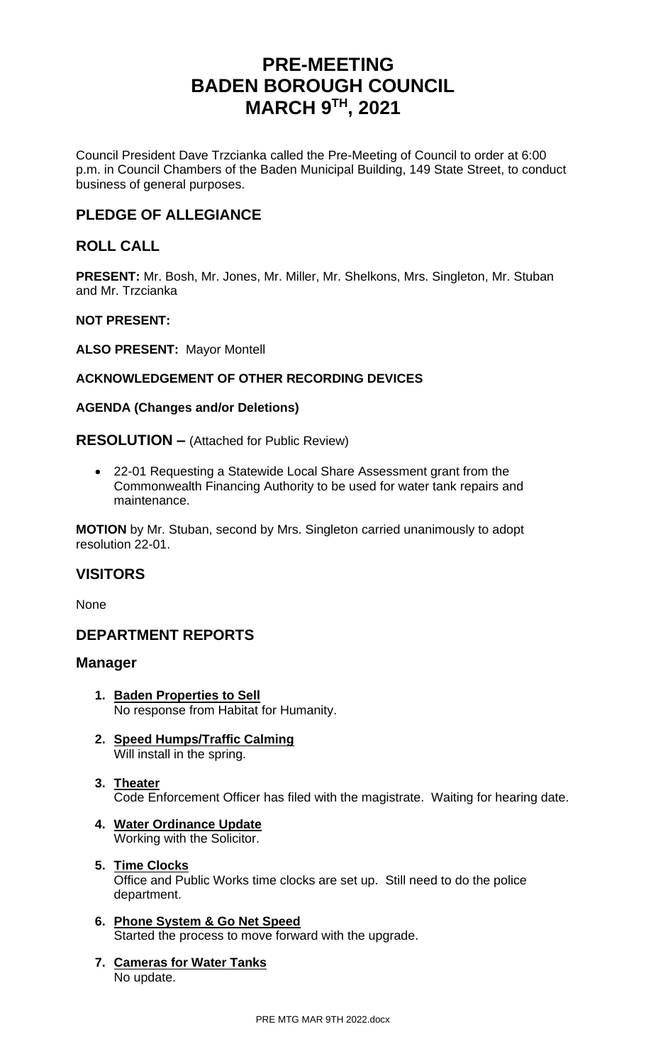# PRE-MEETING
# BADEN BOROUGH COUNCIL
# MARCH 9TH, 2021

Council President Dave Trzcianka called the Pre-Meeting of Council to order at 6:00 p.m. in Council Chambers of the Baden Municipal Building, 149 State Street, to conduct business of general purposes.

## PLEDGE OF ALLEGIANCE

## ROLL CALL

**PRESENT:** Mr. Bosh, Mr. Jones, Mr. Miller, Mr. Shelkons, Mrs. Singleton, Mr. Stuban and Mr. Trzcianka

**NOT PRESENT:**

**ALSO PRESENT:** Mayor Montell

**ACKNOWLEDGEMENT OF OTHER RECORDING DEVICES**

**AGENDA (Changes and/or Deletions)**

**RESOLUTION –** (Attached for Public Review)

- 22-01 Requesting a Statewide Local Share Assessment grant from the Commonwealth Financing Authority to be used for water tank repairs and maintenance.

**MOTION** by Mr. Stuban, second by Mrs. Singleton carried unanimously to adopt resolution 22-01.

## VISITORS

None

## DEPARTMENT REPORTS

### Manager

1. **Baden Properties to Sell**
   No response from Habitat for Humanity.
2. **Speed Humps/Traffic Calming**
   Will install in the spring.
3. **Theater**
   Code Enforcement Officer has filed with the magistrate. Waiting for hearing date.
4. **Water Ordinance Update**
   Working with the Solicitor.
5. **Time Clocks**
   Office and Public Works time clocks are set up. Still need to do the police department.
6. **Phone System & Go Net Speed**
   Started the process to move forward with the upgrade.
7. **Cameras for Water Tanks**
   No update.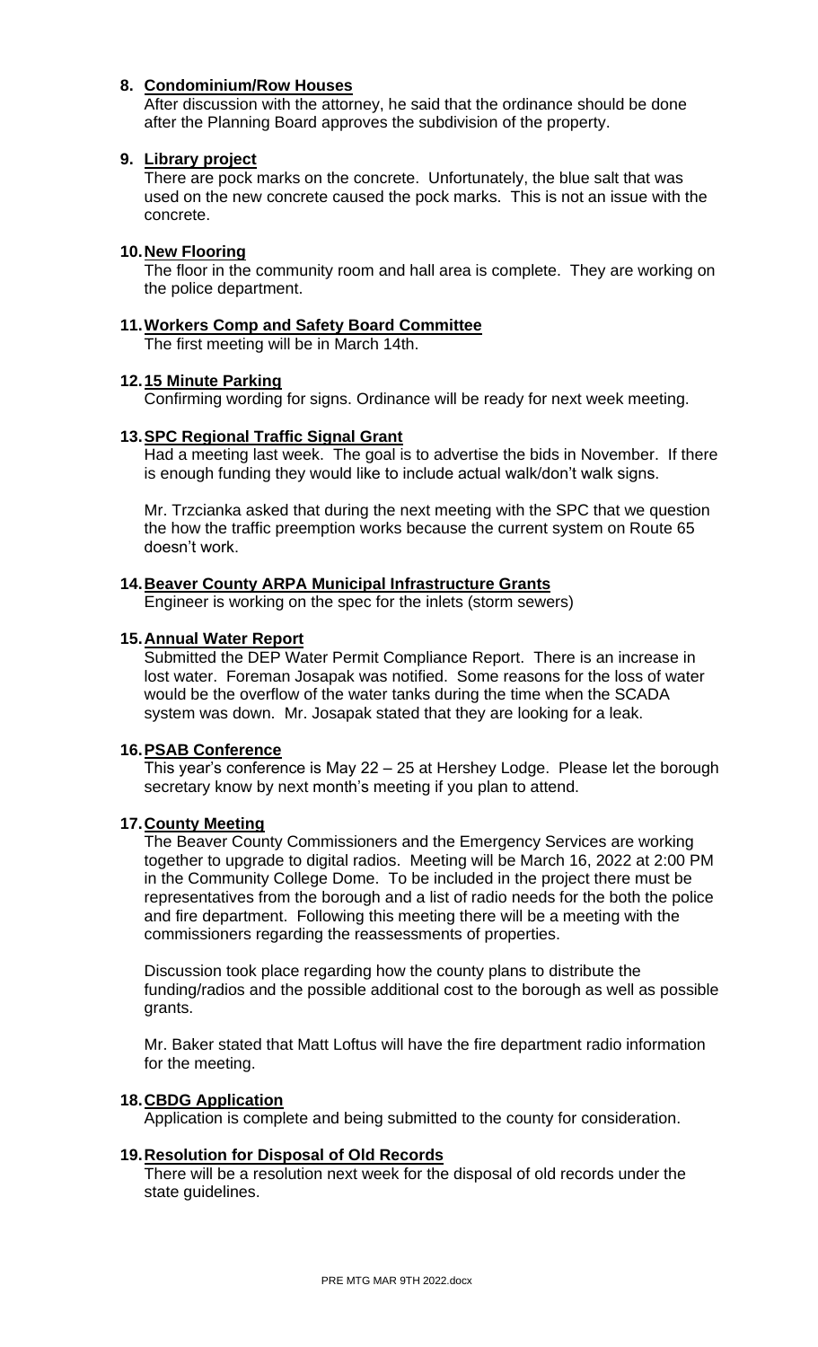8. **Condominium/Row Houses**

   After discussion with the attorney, he said that the ordinance should be done after the Planning Board approves the subdivision of the property.

9. **Library project**

   There are pock marks on the concrete. Unfortunately, the blue salt that was used on the new concrete caused the pock marks. This is not an issue with the concrete.

10. **New Flooring**

    The floor in the community room and hall area is complete. They are working on the police department.

11. **Workers Comp and Safety Board Committee**

    The first meeting will be in March 14th.

12. **15 Minute Parking**

    Confirming wording for signs. Ordinance will be ready for next week meeting.

13. **SPC Regional Traffic Signal Grant**

    Had a meeting last week. The goal is to advertise the bids in November. If there is enough funding they would like to include actual walk/don't walk signs.

    Mr. Trzcianka asked that during the next meeting with the SPC that we question the how the traffic preemption works because the current system on Route 65 doesn't work.

14. **Beaver County ARPA Municipal Infrastructure Grants**

    Engineer is working on the spec for the inlets (storm sewers)

15. **Annual Water Report**

    Submitted the DEP Water Permit Compliance Report. There is an increase in lost water. Foreman Josapak was notified. Some reasons for the loss of water would be the overflow of the water tanks during the time when the SCADA system was down. Mr. Josapak stated that they are looking for a leak.

16. **PSAB Conference**

    This year's conference is May 22 – 25 at Hershey Lodge. Please let the borough secretary know by next month's meeting if you plan to attend.

17. **County Meeting**

    The Beaver County Commissioners and the Emergency Services are working together to upgrade to digital radios. Meeting will be March 16, 2022 at 2:00 PM in the Community College Dome. To be included in the project there must be representatives from the borough and a list of radio needs for the both the police and fire department. Following this meeting there will be a meeting with the commissioners regarding the reassessments of properties.

    Discussion took place regarding how the county plans to distribute the funding/radios and the possible additional cost to the borough as well as possible grants.

    Mr. Baker stated that Matt Loftus will have the fire department radio information for the meeting.

18. **CBDG Application**

    Application is complete and being submitted to the county for consideration.

19. **Resolution for Disposal of Old Records**

    There will be a resolution next week for the disposal of old records under the state guidelines.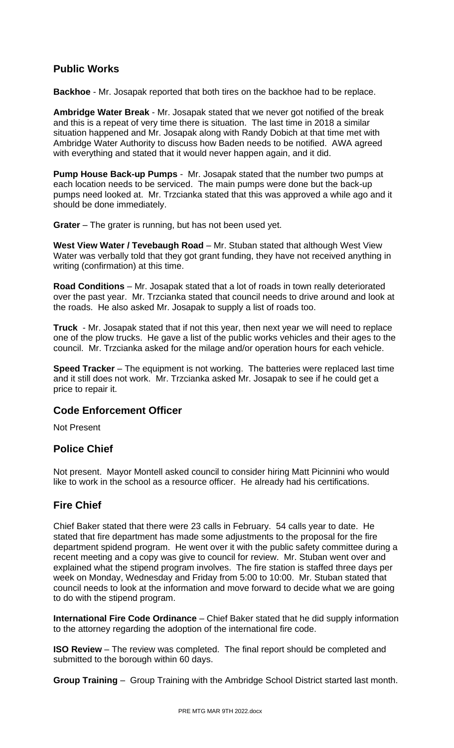## Public Works

**Backhoe** - Mr. Josapak reported that both tires on the backhoe had to be replace.

**Ambridge Water Break** - Mr. Josapak stated that we never got notified of the break and this is a repeat of very time there is situation. The last time in 2018 a similar situation happened and Mr. Josapak along with Randy Dobich at that time met with Ambridge Water Authority to discuss how Baden needs to be notified. AWA agreed with everything and stated that it would never happen again, and it did.

**Pump House Back-up Pumps** - Mr. Josapak stated that the number two pumps at each location needs to be serviced. The main pumps were done but the back-up pumps need looked at. Mr. Trzcianka stated that this was approved a while ago and it should be done immediately.

**Grater** – The grater is running, but has not been used yet.

**West View Water / Tevebaugh Road** – Mr. Stuban stated that although West View Water was verbally told that they got grant funding, they have not received anything in writing (confirmation) at this time.

**Road Conditions** – Mr. Josapak stated that a lot of roads in town really deteriorated over the past year. Mr. Trzcianka stated that council needs to drive around and look at the roads. He also asked Mr. Josapak to supply a list of roads too.

**Truck** - Mr. Josapak stated that if not this year, then next year we will need to replace one of the plow trucks. He gave a list of the public works vehicles and their ages to the council. Mr. Trzcianka asked for the milage and/or operation hours for each vehicle.

**Speed Tracker** – The equipment is not working. The batteries were replaced last time and it still does not work. Mr. Trzcianka asked Mr. Josapak to see if he could get a price to repair it.

## Code Enforcement Officer

Not Present

## Police Chief

Not present. Mayor Montell asked council to consider hiring Matt Picinnini who would like to work in the school as a resource officer. He already had his certifications.

## Fire Chief

Chief Baker stated that there were 23 calls in February. 54 calls year to date. He stated that fire department has made some adjustments to the proposal for the fire department spidend program. He went over it with the public safety committee during a recent meeting and a copy was give to council for review. Mr. Stuban went over and explained what the stipend program involves. The fire station is staffed three days per week on Monday, Wednesday and Friday from 5:00 to 10:00. Mr. Stuban stated that council needs to look at the information and move forward to decide what we are going to do with the stipend program.

**International Fire Code Ordinance** – Chief Baker stated that he did supply information to the attorney regarding the adoption of the international fire code.

**ISO Review** – The review was completed. The final report should be completed and submitted to the borough within 60 days.

**Group Training** – Group Training with the Ambridge School District started last month.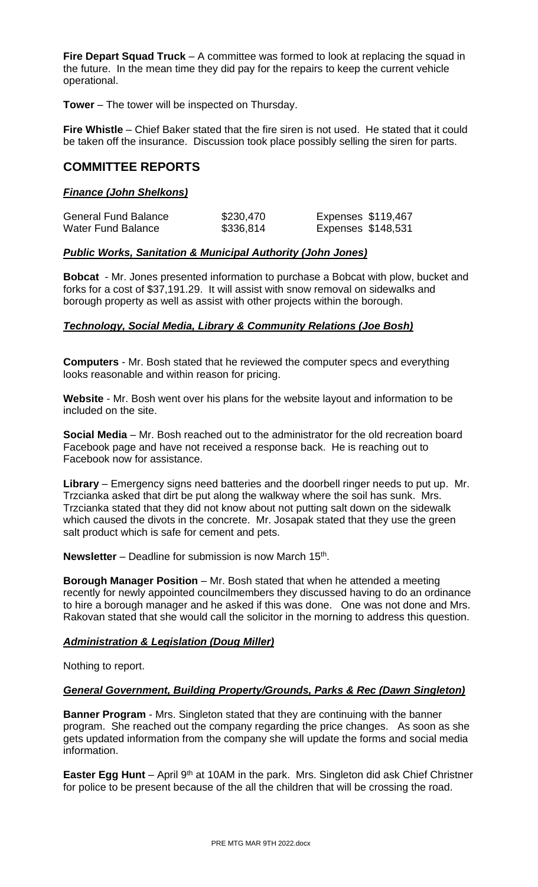**Fire Depart Squad Truck** – A committee was formed to look at replacing the squad in the future. In the mean time they did pay for the repairs to keep the current vehicle operational.

**Tower** – The tower will be inspected on Thursday.

**Fire Whistle** – Chief Baker stated that the fire siren is not used. He stated that it could be taken off the insurance. Discussion took place possibly selling the siren for parts.

## COMMITTEE REPORTS

### ***Finance (John Shelkons)***

| | | |
|---|---|---|
| General Fund Balance | \$230,470 | Expenses \$119,467 |
| Water Fund Balance | \$336,814 | Expenses \$148,531 |

### ***Public Works, Sanitation & Municipal Authority (John Jones)***

**Bobcat** - Mr. Jones presented information to purchase a Bobcat with plow, bucket and forks for a cost of \$37,191.29. It will assist with snow removal on sidewalks and borough property as well as assist with other projects within the borough.

### ***Technology, Social Media, Library & Community Relations (Joe Bosh)***

**Computers** - Mr. Bosh stated that he reviewed the computer specs and everything looks reasonable and within reason for pricing.

**Website** - Mr. Bosh went over his plans for the website layout and information to be included on the site.

**Social Media** – Mr. Bosh reached out to the administrator for the old recreation board Facebook page and have not received a response back. He is reaching out to Facebook now for assistance.

**Library** – Emergency signs need batteries and the doorbell ringer needs to put up. Mr. Trzcianka asked that dirt be put along the walkway where the soil has sunk. Mrs. Trzcianka stated that they did not know about not putting salt down on the sidewalk which caused the divots in the concrete. Mr. Josapak stated that they use the green salt product which is safe for cement and pets.

**Newsletter** – Deadline for submission is now March 15th.

**Borough Manager Position** – Mr. Bosh stated that when he attended a meeting recently for newly appointed councilmembers they discussed having to do an ordinance to hire a borough manager and he asked if this was done. One was not done and Mrs. Rakovan stated that she would call the solicitor in the morning to address this question.

### ***Administration & Legislation (Doug Miller)***

Nothing to report.

### ***General Government, Building Property/Grounds, Parks & Rec (Dawn Singleton)***

**Banner Program** - Mrs. Singleton stated that they are continuing with the banner program. She reached out the company regarding the price changes. As soon as she gets updated information from the company she will update the forms and social media information.

**Easter Egg Hunt** – April 9th at 10AM in the park. Mrs. Singleton did ask Chief Christner for police to be present because of the all the children that will be crossing the road.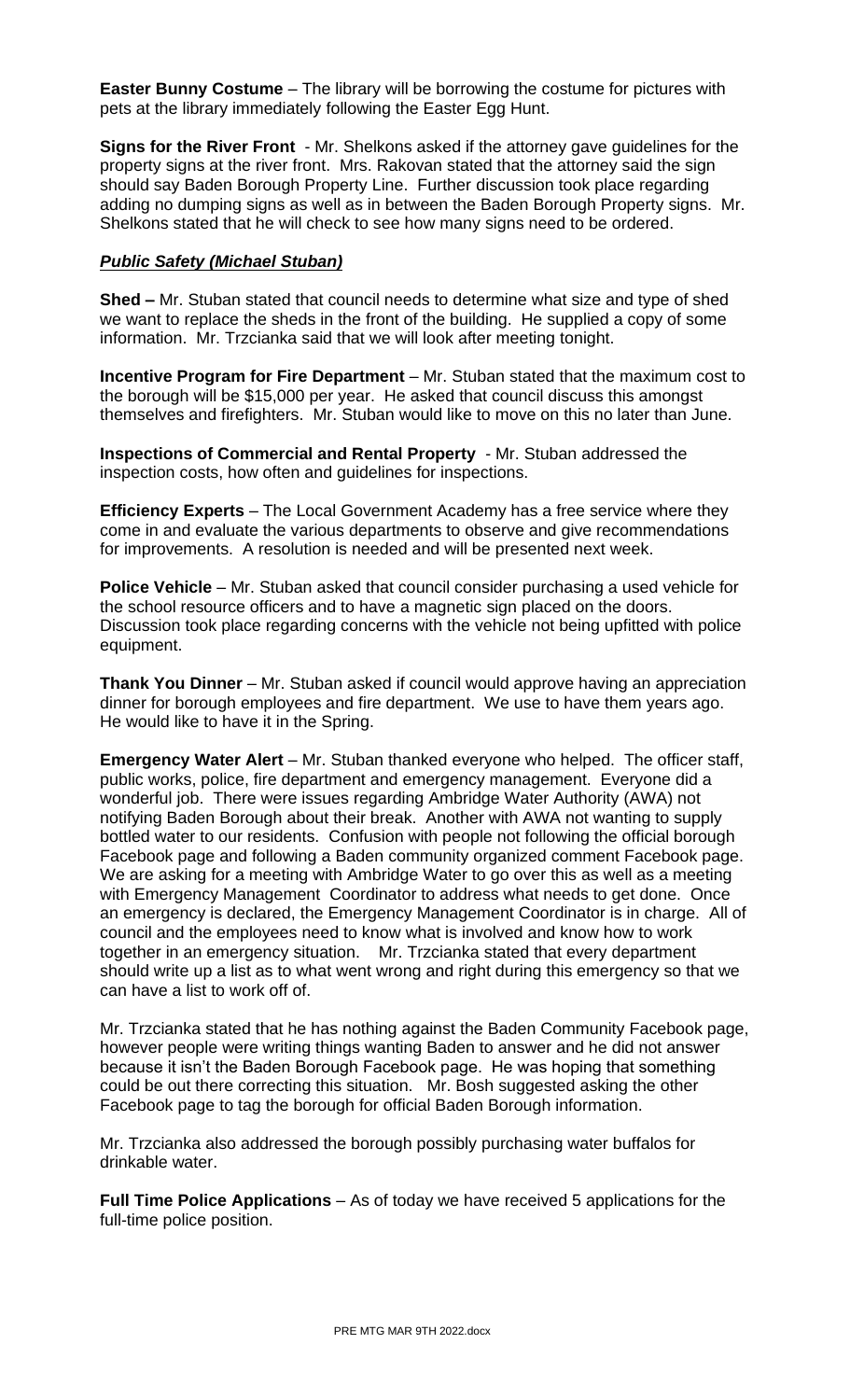**Easter Bunny Costume** – The library will be borrowing the costume for pictures with pets at the library immediately following the Easter Egg Hunt.

**Signs for the River Front** - Mr. Shelkons asked if the attorney gave guidelines for the property signs at the river front. Mrs. Rakovan stated that the attorney said the sign should say Baden Borough Property Line. Further discussion took place regarding adding no dumping signs as well as in between the Baden Borough Property signs. Mr. Shelkons stated that he will check to see how many signs need to be ordered.

***Public Safety (Michael Stuban)***

**Shed –** Mr. Stuban stated that council needs to determine what size and type of shed we want to replace the sheds in the front of the building. He supplied a copy of some information. Mr. Trzcianka said that we will look after meeting tonight.

**Incentive Program for Fire Department** – Mr. Stuban stated that the maximum cost to the borough will be $15,000 per year. He asked that council discuss this amongst themselves and firefighters. Mr. Stuban would like to move on this no later than June.

**Inspections of Commercial and Rental Property** - Mr. Stuban addressed the inspection costs, how often and guidelines for inspections.

**Efficiency Experts** – The Local Government Academy has a free service where they come in and evaluate the various departments to observe and give recommendations for improvements. A resolution is needed and will be presented next week.

**Police Vehicle** – Mr. Stuban asked that council consider purchasing a used vehicle for the school resource officers and to have a magnetic sign placed on the doors. Discussion took place regarding concerns with the vehicle not being upfitted with police equipment.

**Thank You Dinner** – Mr. Stuban asked if council would approve having an appreciation dinner for borough employees and fire department. We use to have them years ago. He would like to have it in the Spring.

**Emergency Water Alert** – Mr. Stuban thanked everyone who helped. The officer staff, public works, police, fire department and emergency management. Everyone did a wonderful job. There were issues regarding Ambridge Water Authority (AWA) not notifying Baden Borough about their break. Another with AWA not wanting to supply bottled water to our residents. Confusion with people not following the official borough Facebook page and following a Baden community organized comment Facebook page. We are asking for a meeting with Ambridge Water to go over this as well as a meeting with Emergency Management Coordinator to address what needs to get done. Once an emergency is declared, the Emergency Management Coordinator is in charge. All of council and the employees need to know what is involved and know how to work together in an emergency situation. Mr. Trzcianka stated that every department should write up a list as to what went wrong and right during this emergency so that we can have a list to work off of.

Mr. Trzcianka stated that he has nothing against the Baden Community Facebook page, however people were writing things wanting Baden to answer and he did not answer because it isn't the Baden Borough Facebook page. He was hoping that something could be out there correcting this situation. Mr. Bosh suggested asking the other Facebook page to tag the borough for official Baden Borough information.

Mr. Trzcianka also addressed the borough possibly purchasing water buffalos for drinkable water.

**Full Time Police Applications** – As of today we have received 5 applications for the full-time police position.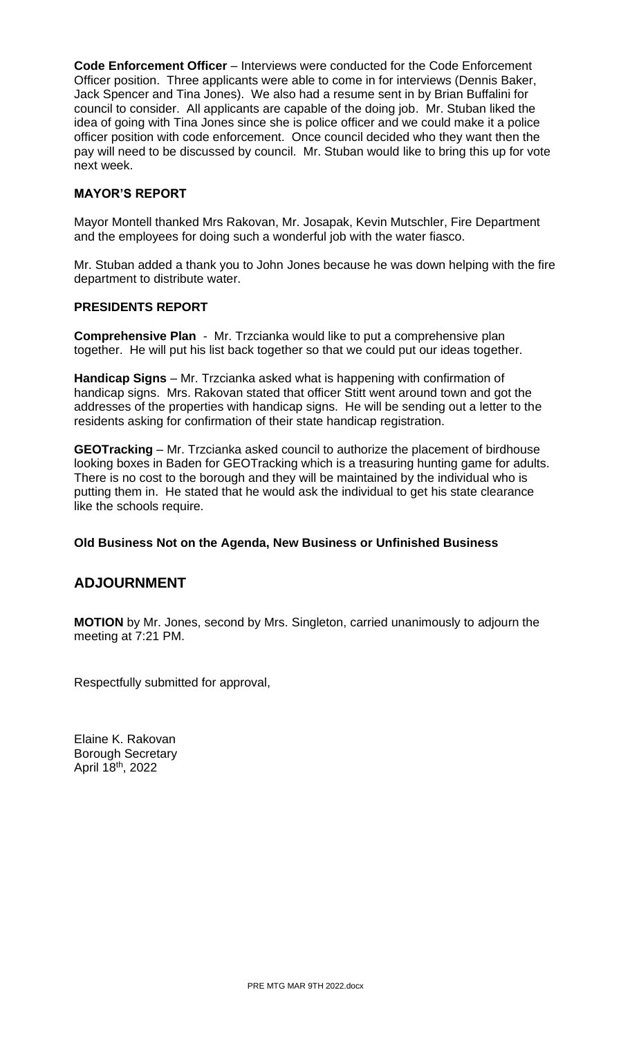**Code Enforcement Officer** – Interviews were conducted for the Code Enforcement Officer position. Three applicants were able to come in for interviews (Dennis Baker, Jack Spencer and Tina Jones). We also had a resume sent in by Brian Buffalini for council to consider. All applicants are capable of the doing job. Mr. Stuban liked the idea of going with Tina Jones since she is police officer and we could make it a police officer position with code enforcement. Once council decided who they want then the pay will need to be discussed by council. Mr. Stuban would like to bring this up for vote next week.

**MAYOR'S REPORT**

Mayor Montell thanked Mrs Rakovan, Mr. Josapak, Kevin Mutschler, Fire Department and the employees for doing such a wonderful job with the water fiasco.

Mr. Stuban added a thank you to John Jones because he was down helping with the fire department to distribute water.

**PRESIDENTS REPORT**

**Comprehensive Plan** - Mr. Trzcianka would like to put a comprehensive plan together. He will put his list back together so that we could put our ideas together.

**Handicap Signs** – Mr. Trzcianka asked what is happening with confirmation of handicap signs. Mrs. Rakovan stated that officer Stitt went around town and got the addresses of the properties with handicap signs. He will be sending out a letter to the residents asking for confirmation of their state handicap registration.

**GEOTracking** – Mr. Trzcianka asked council to authorize the placement of birdhouse looking boxes in Baden for GEOTracking which is a treasuring hunting game for adults. There is no cost to the borough and they will be maintained by the individual who is putting them in. He stated that he would ask the individual to get his state clearance like the schools require.

**Old Business Not on the Agenda, New Business or Unfinished Business**

## ADJOURNMENT

**MOTION** by Mr. Jones, second by Mrs. Singleton, carried unanimously to adjourn the meeting at 7:21 PM.

Respectfully submitted for approval,

Elaine K. Rakovan
Borough Secretary
April 18th, 2022

PRE MTG MAR 9TH 2022.docx